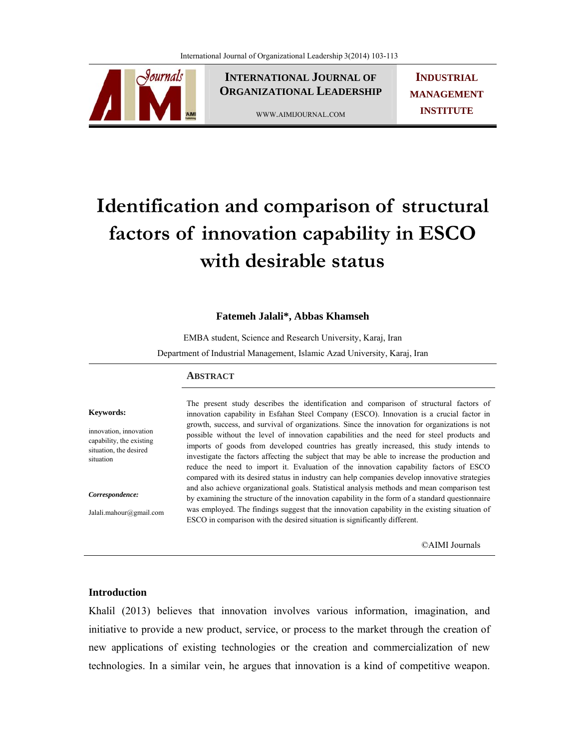# Identification and comparison of structural factors of innovation capability in ESCO with desirable status

**Fatemeh Jalali*, Abbas Khamseh**

EMBA student, Science and Research University, Karaj, Iran

Department of Industrial Management, Islamic Azad University, Karaj, Iran

## Abstract

**Keywords:**

innovation, innovation capability, the existing situation, the desired situation

***Correspondence:***

Jalali.mahour@gmail.com

The present study describes the identification and comparison of structural factors of innovation capability in Esfahan Steel Company (ESCO). Innovation is a crucial factor in growth, success, and survival of organizations. Since the innovation for organizations is not possible without the level of innovation capabilities and the need for steel products and imports of goods from developed countries has greatly increased, this study intends to investigate the factors affecting the subject that may be able to increase the production and reduce the need to import it. Evaluation of the innovation capability factors of ESCO compared with its desired status in industry can help companies develop innovative strategies and also achieve organizational goals. Statistical analysis methods and mean comparison test by examining the structure of the innovation capability in the form of a standard questionnaire was employed. The findings suggest that the innovation capability in the existing situation of ESCO in comparison with the desired situation is significantly different.

©AIMI Journals

## Introduction

Khalil (2013) believes that innovation involves various information, imagination, and initiative to provide a new product, service, or process to the market through the creation of new applications of existing technologies or the creation and commercialization of new technologies. In a similar vein, he argues that innovation is a kind of competitive weapon.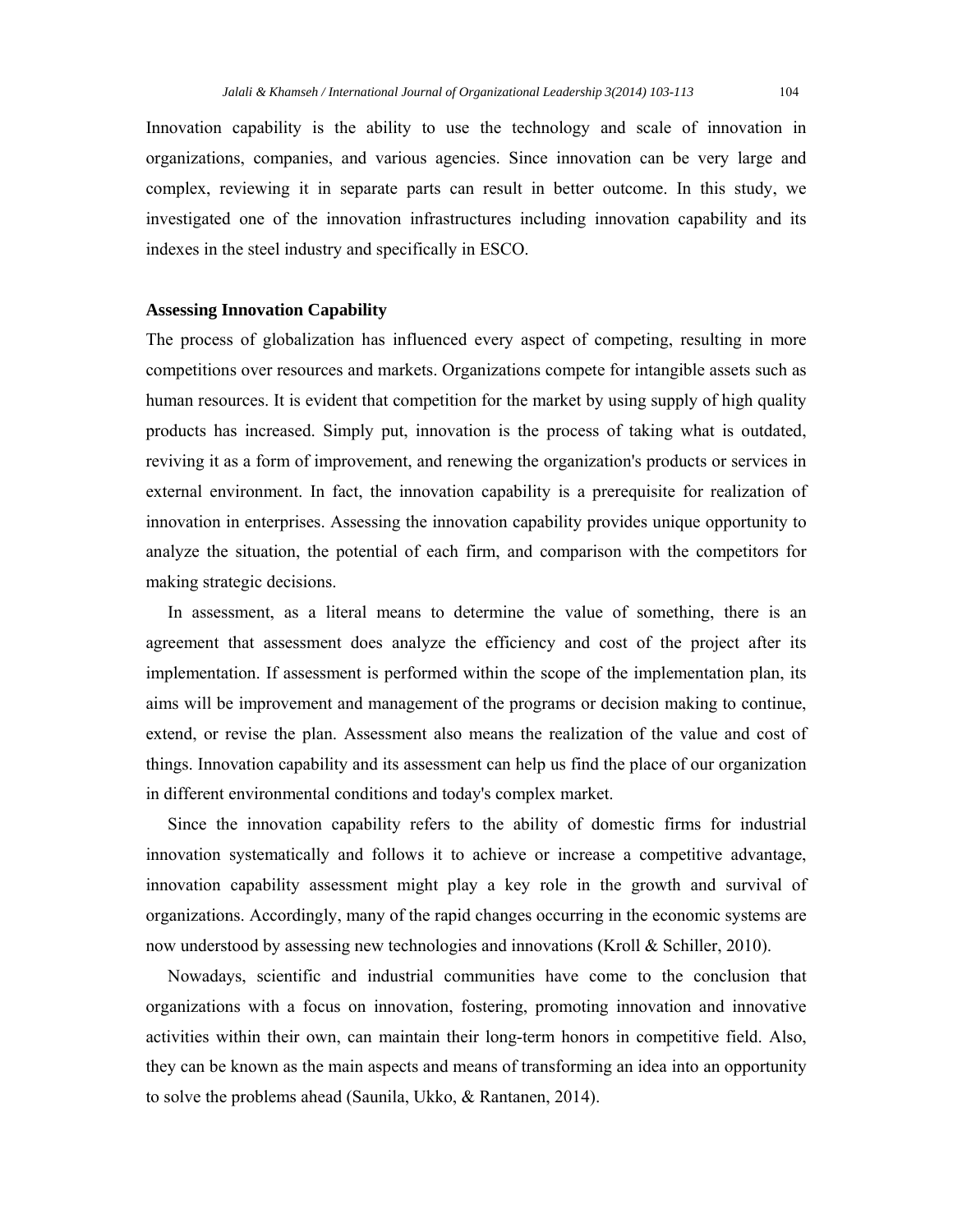Innovation capability is the ability to use the technology and scale of innovation in organizations, companies, and various agencies. Since innovation can be very large and complex, reviewing it in separate parts can result in better outcome. In this study, we investigated one of the innovation infrastructures including innovation capability and its indexes in the steel industry and specifically in ESCO.

## Assessing Innovation Capability

The process of globalization has influenced every aspect of competing, resulting in more competitions over resources and markets. Organizations compete for intangible assets such as human resources. It is evident that competition for the market by using supply of high quality products has increased. Simply put, innovation is the process of taking what is outdated, reviving it as a form of improvement, and renewing the organization's products or services in external environment. In fact, the innovation capability is a prerequisite for realization of innovation in enterprises. Assessing the innovation capability provides unique opportunity to analyze the situation, the potential of each firm, and comparison with the competitors for making strategic decisions.

In assessment, as a literal means to determine the value of something, there is an agreement that assessment does analyze the efficiency and cost of the project after its implementation. If assessment is performed within the scope of the implementation plan, its aims will be improvement and management of the programs or decision making to continue, extend, or revise the plan. Assessment also means the realization of the value and cost of things. Innovation capability and its assessment can help us find the place of our organization in different environmental conditions and today's complex market.

Since the innovation capability refers to the ability of domestic firms for industrial innovation systematically and follows it to achieve or increase a competitive advantage, innovation capability assessment might play a key role in the growth and survival of organizations. Accordingly, many of the rapid changes occurring in the economic systems are now understood by assessing new technologies and innovations (Kroll & Schiller, 2010).

Nowadays, scientific and industrial communities have come to the conclusion that organizations with a focus on innovation, fostering, promoting innovation and innovative activities within their own, can maintain their long-term honors in competitive field. Also, they can be known as the main aspects and means of transforming an idea into an opportunity to solve the problems ahead (Saunila, Ukko, & Rantanen, 2014).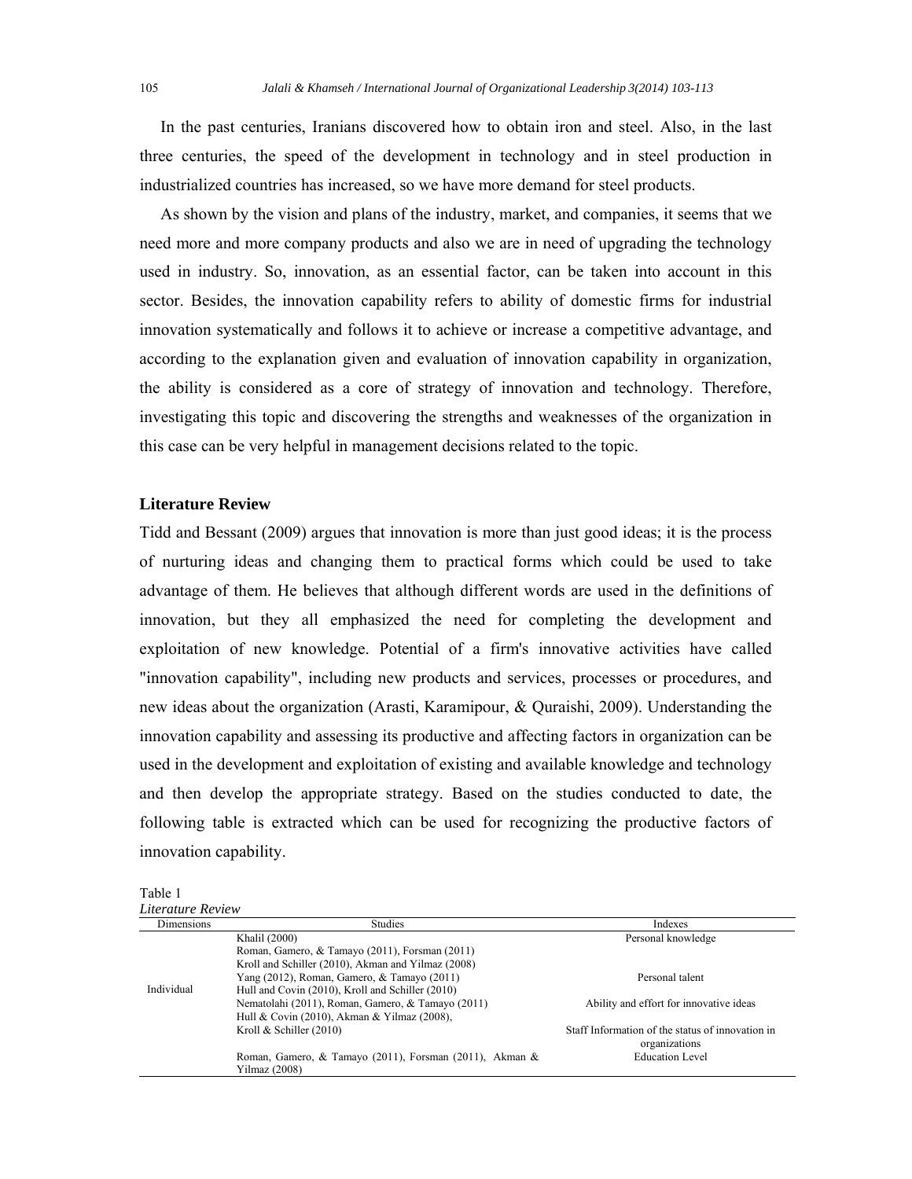In the past centuries, Iranians discovered how to obtain iron and steel. Also, in the last three centuries, the speed of the development in technology and in steel production in industrialized countries has increased, so we have more demand for steel products.

As shown by the vision and plans of the industry, market, and companies, it seems that we need more and more company products and also we are in need of upgrading the technology used in industry. So, innovation, as an essential factor, can be taken into account in this sector. Besides, the innovation capability refers to ability of domestic firms for industrial innovation systematically and follows it to achieve or increase a competitive advantage, and according to the explanation given and evaluation of innovation capability in organization, the ability is considered as a core of strategy of innovation and technology. Therefore, investigating this topic and discovering the strengths and weaknesses of the organization in this case can be very helpful in management decisions related to the topic.

## Literature Review

Tidd and Bessant (2009) argues that innovation is more than just good ideas; it is the process of nurturing ideas and changing them to practical forms which could be used to take advantage of them. He believes that although different words are used in the definitions of innovation, but they all emphasized the need for completing the development and exploitation of new knowledge. Potential of a firm's innovative activities have called "innovation capability", including new products and services, processes or procedures, and new ideas about the organization (Arasti, Karamipour, & Quraishi, 2009). Understanding the innovation capability and assessing its productive and affecting factors in organization can be used in the development and exploitation of existing and available knowledge and technology and then develop the appropriate strategy. Based on the studies conducted to date, the following table is extracted which can be used for recognizing the productive factors of innovation capability.

Table 1
*Literature Review*

| Dimensions | Studies | Indexes |
|---|---|---|
| Individual | Khalil (2000)<br>Roman, Gamero, & Tamayo (2011), Forsman (2011)<br>Kroll and Schiller (2010), Akman and Yilmaz (2008) | Personal knowledge |
| | Yang (2012), Roman, Gamero, & Tamayo (2011)<br>Hull and Covin (2010), Kroll and Schiller (2010) | Personal talent |
| | Nematolahi (2011), Roman, Gamero, & Tamayo (2011)<br>Hull & Covin (2010), Akman & Yilmaz (2008), | Ability and effort for innovative ideas |
| | Kroll & Schiller (2010) | Staff Information of the status of innovation in organizations |
| | Roman, Gamero, & Tamayo (2011), Forsman (2011), Akman & Yilmaz (2008) | Education Level |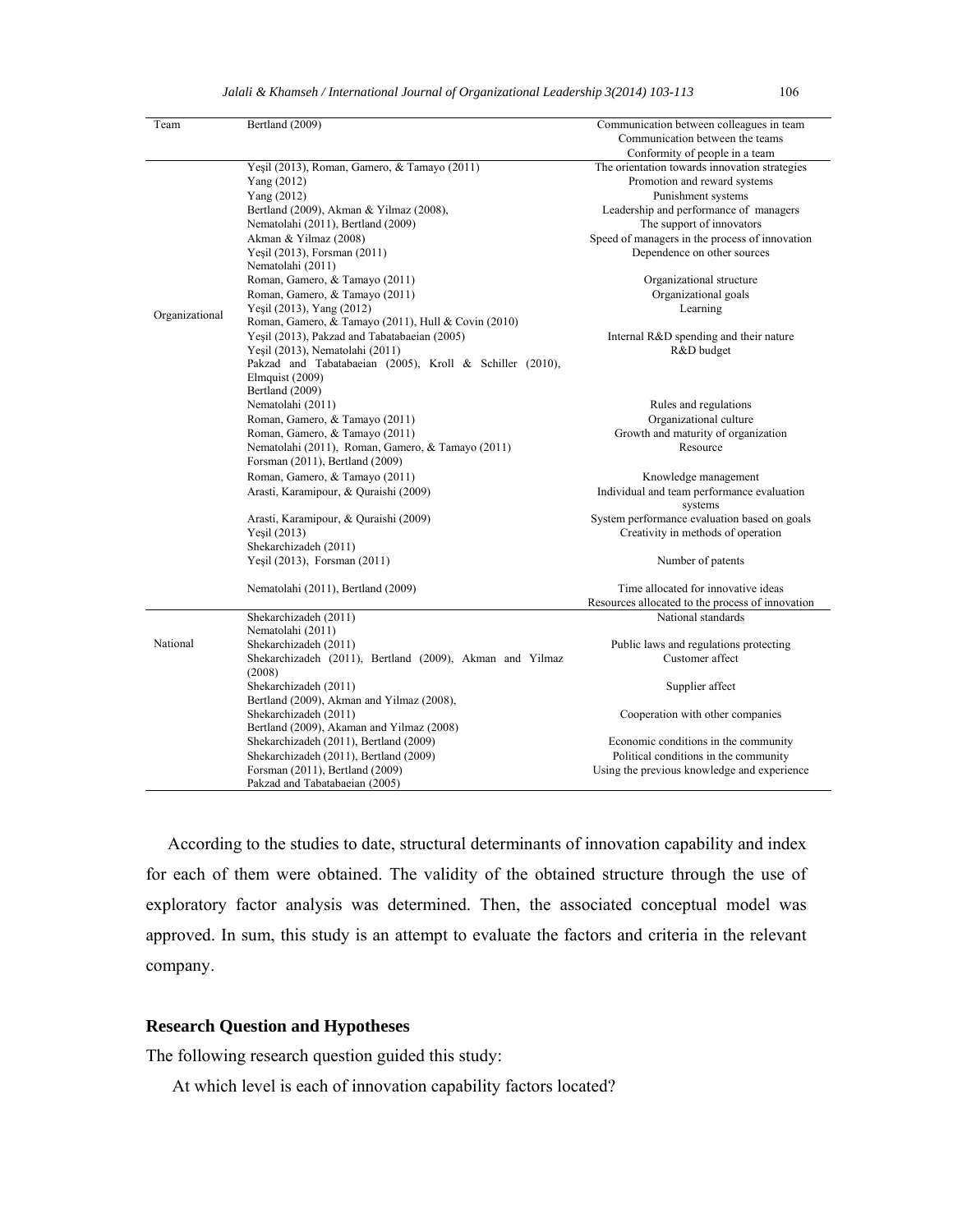| | | |
|---|---|---|
| Team | Bertland (2009) | Communication between colleagues in team<br>Communication between the teams<br>Conformity of people in a team |
| Organizational | Yeşil (2013), Roman, Gamero, & Tamayo (2011) | The orientation towards innovation strategies |
| | Yang (2012) | Promotion and reward systems |
| | Yang (2012) | Punishment systems |
| | Bertland (2009), Akman & Yilmaz (2008), | Leadership and performance of managers |
| | Nematolahi (2011), Bertland (2009) | The support of innovators |
| | Akman & Yilmaz (2008) | Speed of managers in the process of innovation |
| | Yeşil (2013), Forsman (2011)<br>Nematolahi (2011) | Dependence on other sources |
| | Roman, Gamero, & Tamayo (2011) | Organizational structure |
| | Roman, Gamero, & Tamayo (2011) | Organizational goals |
| | Yeşil (2013), Yang (2012)<br>Roman, Gamero, & Tamayo (2011), Hull & Covin (2010) | Learning |
| | Yeşil (2013), Pakzad and Tabatabaeian (2005) | Internal R&D spending and their nature |
| | Yeşil (2013), Nematolahi (2011)<br>Pakzad and Tabatabaeian (2005), Kroll & Schiller (2010), Elmquist (2009)<br>Bertland (2009) | R&D budget |
| | Nematolahi (2011) | Rules and regulations |
| | Roman, Gamero, & Tamayo (2011) | Organizational culture |
| | Roman, Gamero, & Tamayo (2011) | Growth and maturity of organization |
| | Nematolahi (2011), Roman, Gamero, & Tamayo (2011)<br>Forsman (2011), Bertland (2009) | Resource |
| | Roman, Gamero, & Tamayo (2011) | Knowledge management |
| | Arasti, Karamipour, & Quraishi (2009) | Individual and team performance evaluation systems |
| | Arasti, Karamipour, & Quraishi (2009) | System performance evaluation based on goals |
| | Yeşil (2013)<br>Shekarchizadeh (2011) | Creativity in methods of operation |
| | Yeşil (2013), Forsman (2011) | Number of patents |
| | Nematolahi (2011), Bertland (2009) | Time allocated for innovative ideas<br>Resources allocated to the process of innovation |
| National | Shekarchizadeh (2011)<br>Nematolahi (2011) | National standards |
| | Shekarchizadeh (2011) | Public laws and regulations protecting |
| | Shekarchizadeh (2011), Bertland (2009), Akman and Yilmaz (2008) | Customer affect |
| | Shekarchizadeh (2011)<br>Bertland (2009), Akman and Yilmaz (2008), | Supplier affect |
| | Shekarchizadeh (2011)<br>Bertland (2009), Akaman and Yilmaz (2008) | Cooperation with other companies |
| | Shekarchizadeh (2011), Bertland (2009) | Economic conditions in the community |
| | Shekarchizadeh (2011), Bertland (2009) | Political conditions in the community |
| | Forsman (2011), Bertland (2009)<br>Pakzad and Tabatabaeian (2005) | Using the previous knowledge and experience |

According to the studies to date, structural determinants of innovation capability and index for each of them were obtained. The validity of the obtained structure through the use of exploratory factor analysis was determined. Then, the associated conceptual model was approved. In sum, this study is an attempt to evaluate the factors and criteria in the relevant company.

## Research Question and Hypotheses

The following research question guided this study:

At which level is each of innovation capability factors located?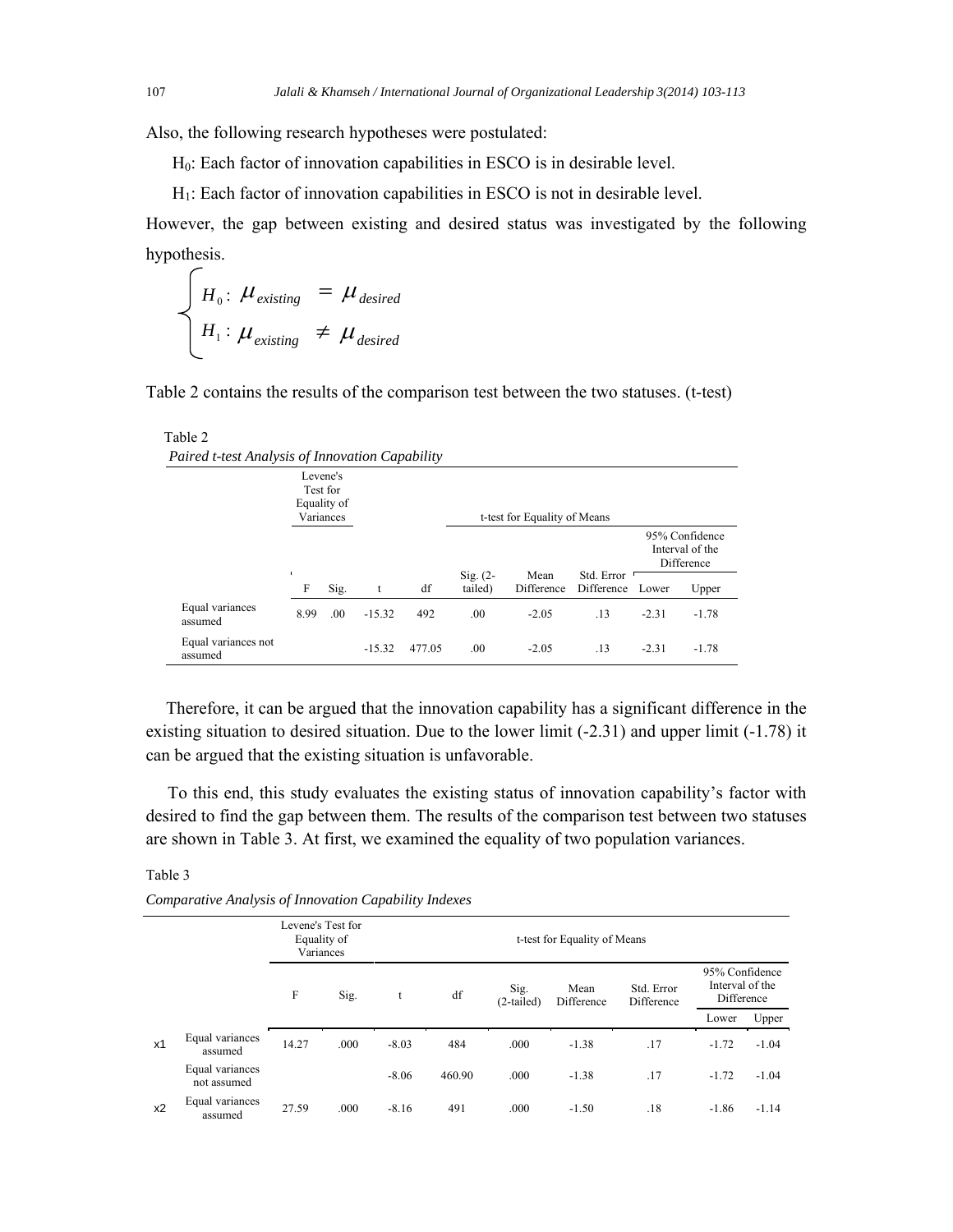Also, the following research hypotheses were postulated:

$H_0$: Each factor of innovation capabilities in ESCO is in desirable level.

$H_1$: Each factor of innovation capabilities in ESCO is not in desirable level.

However, the gap between existing and desired status was investigated by the following hypothesis.

$$\begin{cases} H_0: \mu_{existing} = \mu_{desired} \\ H_1: \mu_{existing} \neq \mu_{desired} \end{cases}$$

Table 2 contains the results of the comparison test between the two statuses. (t-test)

Table 2

*Paired t-test Analysis of Innovation Capability*

| | Levene's Test for Equality of Variances | | t-test for Equality of Means | | | | | 95% Confidence Interval of the Difference | |
|---|---|---|---|---|---|---|---|---|---|
| | F | Sig. | t | df | Sig. (2-tailed) | Mean Difference | Std. Error Difference | Lower | Upper |
| Equal variances assumed | 8.99 | .00 | -15.32 | 492 | .00 | -2.05 | .13 | -2.31 | -1.78 |
| Equal variances not assumed | | | -15.32 | 477.05 | .00 | -2.05 | .13 | -2.31 | -1.78 |

Therefore, it can be argued that the innovation capability has a significant difference in the existing situation to desired situation. Due to the lower limit (-2.31) and upper limit (-1.78) it can be argued that the existing situation is unfavorable.

To this end, this study evaluates the existing status of innovation capability's factor with desired to find the gap between them. The results of the comparison test between two statuses are shown in Table 3. At first, we examined the equality of two population variances.

Table 3

*Comparative Analysis of Innovation Capability Indexes*

| | | Levene's Test for Equality of Variances | | t-test for Equality of Means | | | | | 95% Confidence Interval of the Difference | |
|---|---|---|---|---|---|---|---|---|---|---|
| | | F | Sig. | t | df | Sig. (2-tailed) | Mean Difference | Std. Error Difference | Lower | Upper |
| x1 | Equal variances assumed | 14.27 | .000 | -8.03 | 484 | .000 | -1.38 | .17 | -1.72 | -1.04 |
| | Equal variances not assumed | | | -8.06 | 460.90 | .000 | -1.38 | .17 | -1.72 | -1.04 |
| x2 | Equal variances assumed | 27.59 | .000 | -8.16 | 491 | .000 | -1.50 | .18 | -1.86 | -1.14 |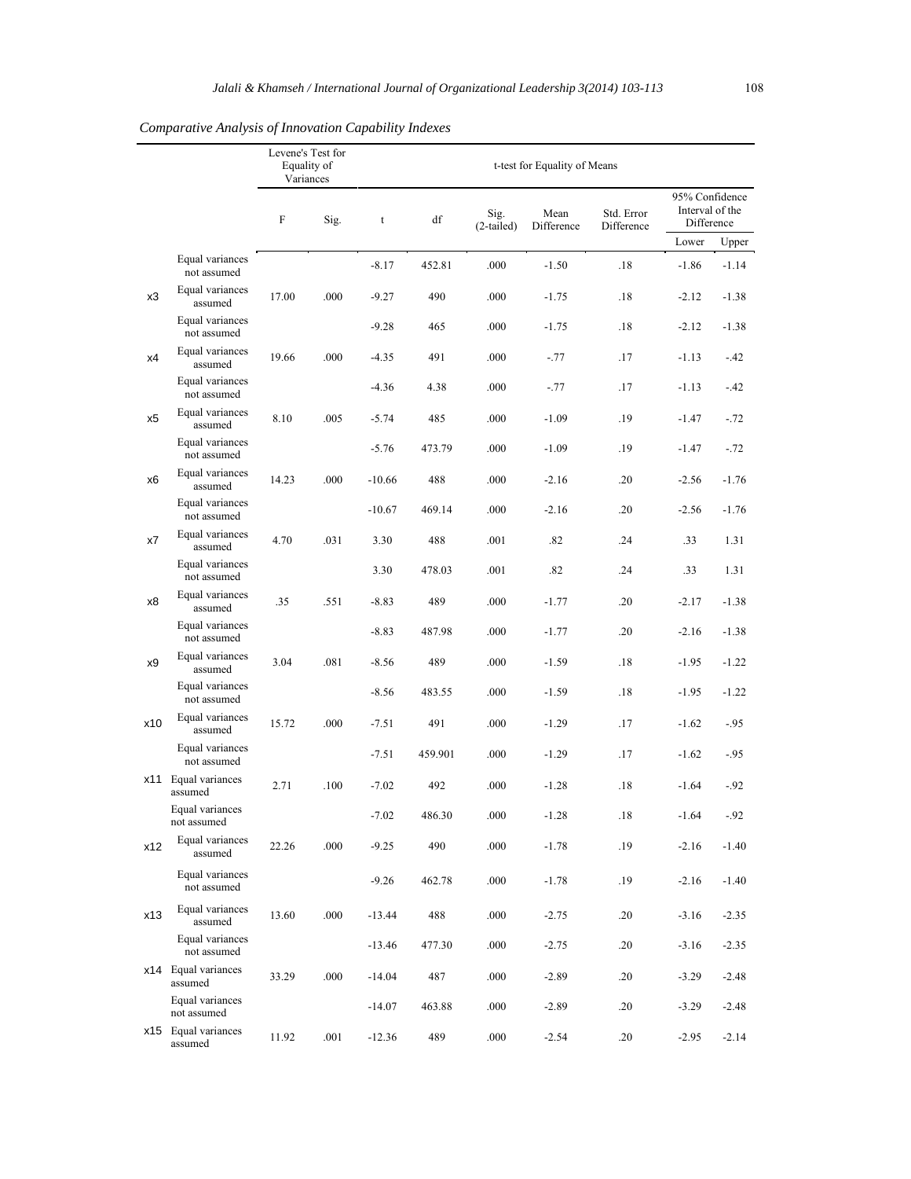*Comparative Analysis of Innovation Capability Indexes*

| | | Levene's Test for Equality of Variances | | t-test for Equality of Means | | | | | | |
|---|---|---|---|---|---|---|---|---|---|---|
| | | F | Sig. | t | df | Sig. (2-tailed) | Mean Difference | Std. Error Difference | 95% Confidence Interval of the Difference | |
| | | | | | | | | | Lower | Upper |
| | Equal variances not assumed | | | -8.17 | 452.81 | .000 | -1.50 | .18 | -1.86 | -1.14 |
| x3 | Equal variances assumed | 17.00 | .000 | -9.27 | 490 | .000 | -1.75 | .18 | -2.12 | -1.38 |
| | Equal variances not assumed | | | -9.28 | 465 | .000 | -1.75 | .18 | -2.12 | -1.38 |
| x4 | Equal variances assumed | 19.66 | .000 | -4.35 | 491 | .000 | -.77 | .17 | -1.13 | -.42 |
| | Equal variances not assumed | | | -4.36 | 4.38 | .000 | -.77 | .17 | -1.13 | -.42 |
| x5 | Equal variances assumed | 8.10 | .005 | -5.74 | 485 | .000 | -1.09 | .19 | -1.47 | -.72 |
| | Equal variances not assumed | | | -5.76 | 473.79 | .000 | -1.09 | .19 | -1.47 | -.72 |
| x6 | Equal variances assumed | 14.23 | .000 | -10.66 | 488 | .000 | -2.16 | .20 | -2.56 | -1.76 |
| | Equal variances not assumed | | | -10.67 | 469.14 | .000 | -2.16 | .20 | -2.56 | -1.76 |
| x7 | Equal variances assumed | 4.70 | .031 | 3.30 | 488 | .001 | .82 | .24 | .33 | 1.31 |
| | Equal variances not assumed | | | 3.30 | 478.03 | .001 | .82 | .24 | .33 | 1.31 |
| x8 | Equal variances assumed | .35 | .551 | -8.83 | 489 | .000 | -1.77 | .20 | -2.17 | -1.38 |
| | Equal variances not assumed | | | -8.83 | 487.98 | .000 | -1.77 | .20 | -2.16 | -1.38 |
| x9 | Equal variances assumed | 3.04 | .081 | -8.56 | 489 | .000 | -1.59 | .18 | -1.95 | -1.22 |
| | Equal variances not assumed | | | -8.56 | 483.55 | .000 | -1.59 | .18 | -1.95 | -1.22 |
| x10 | Equal variances assumed | 15.72 | .000 | -7.51 | 491 | .000 | -1.29 | .17 | -1.62 | -.95 |
| | Equal variances not assumed | | | -7.51 | 459.901 | .000 | -1.29 | .17 | -1.62 | -.95 |
| x11 | Equal variances assumed | 2.71 | .100 | -7.02 | 492 | .000 | -1.28 | .18 | -1.64 | -.92 |
| | Equal variances not assumed | | | -7.02 | 486.30 | .000 | -1.28 | .18 | -1.64 | -.92 |
| x12 | Equal variances assumed | 22.26 | .000 | -9.25 | 490 | .000 | -1.78 | .19 | -2.16 | -1.40 |
| | Equal variances not assumed | | | -9.26 | 462.78 | .000 | -1.78 | .19 | -2.16 | -1.40 |
| x13 | Equal variances assumed | 13.60 | .000 | -13.44 | 488 | .000 | -2.75 | .20 | -3.16 | -2.35 |
| | Equal variances not assumed | | | -13.46 | 477.30 | .000 | -2.75 | .20 | -3.16 | -2.35 |
| x14 | Equal variances assumed | 33.29 | .000 | -14.04 | 487 | .000 | -2.89 | .20 | -3.29 | -2.48 |
| | Equal variances not assumed | | | -14.07 | 463.88 | .000 | -2.89 | .20 | -3.29 | -2.48 |
| x15 | Equal variances assumed | 11.92 | .001 | -12.36 | 489 | .000 | -2.54 | .20 | -2.95 | -2.14 |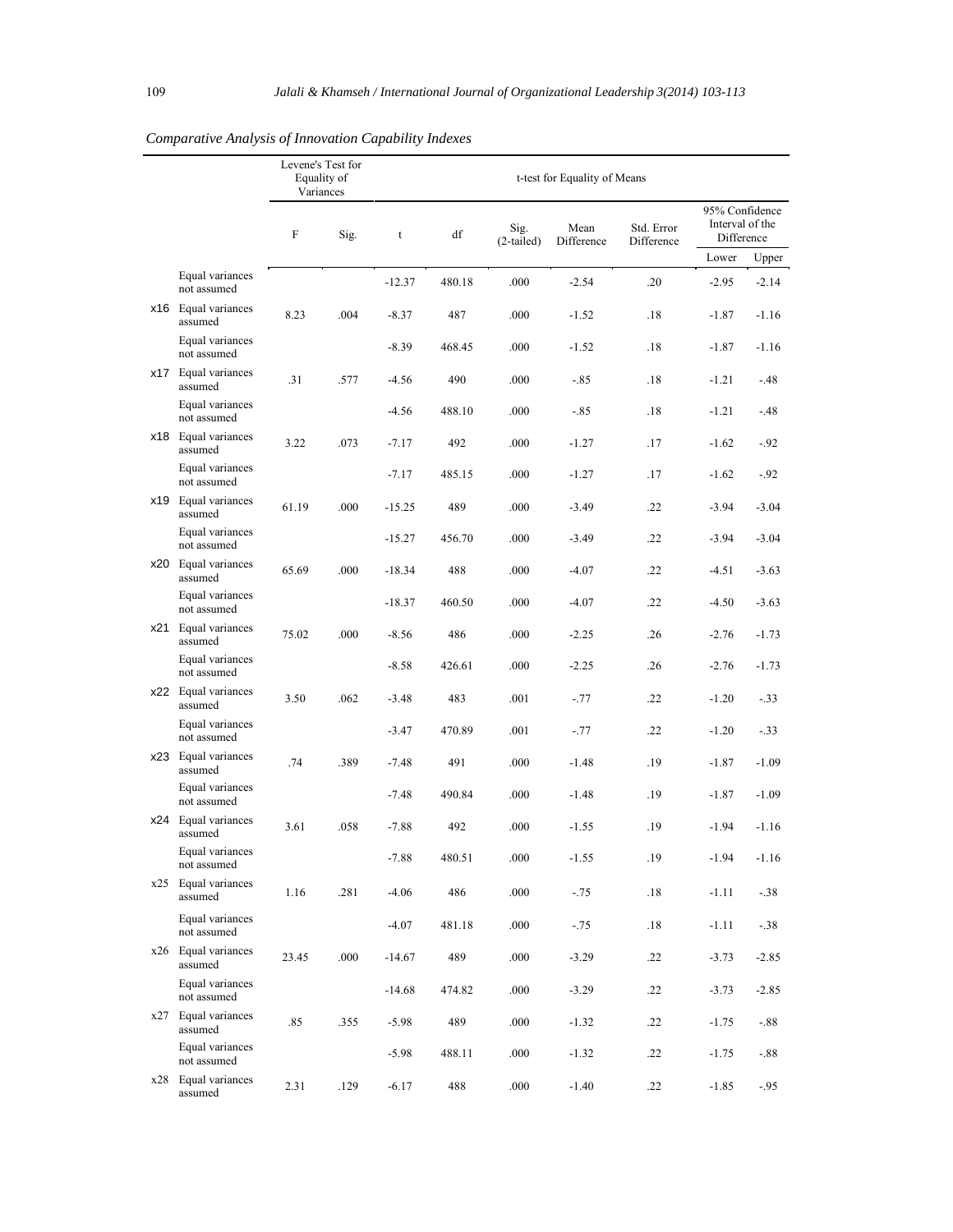*Comparative Analysis of Innovation Capability Indexes*

| | | Levene's Test for Equality of Variances | | t-test for Equality of Means | | | | | | |
|---|---|---|---|---|---|---|---|---|---|---|
| | | F | Sig. | t | df | Sig. (2-tailed) | Mean Difference | Std. Error Difference | 95% Confidence Interval of the Difference | |
| | | | | | | | | | Lower | Upper |
| | Equal variances not assumed | | | -12.37 | 480.18 | .000 | -2.54 | .20 | -2.95 | -2.14 |
| x16 | Equal variances assumed | 8.23 | .004 | -8.37 | 487 | .000 | -1.52 | .18 | -1.87 | -1.16 |
| | Equal variances not assumed | | | -8.39 | 468.45 | .000 | -1.52 | .18 | -1.87 | -1.16 |
| x17 | Equal variances assumed | .31 | .577 | -4.56 | 490 | .000 | -.85 | .18 | -1.21 | -.48 |
| | Equal variances not assumed | | | -4.56 | 488.10 | .000 | -.85 | .18 | -1.21 | -.48 |
| x18 | Equal variances assumed | 3.22 | .073 | -7.17 | 492 | .000 | -1.27 | .17 | -1.62 | -.92 |
| | Equal variances not assumed | | | -7.17 | 485.15 | .000 | -1.27 | .17 | -1.62 | -.92 |
| x19 | Equal variances assumed | 61.19 | .000 | -15.25 | 489 | .000 | -3.49 | .22 | -3.94 | -3.04 |
| | Equal variances not assumed | | | -15.27 | 456.70 | .000 | -3.49 | .22 | -3.94 | -3.04 |
| x20 | Equal variances assumed | 65.69 | .000 | -18.34 | 488 | .000 | -4.07 | .22 | -4.51 | -3.63 |
| | Equal variances not assumed | | | -18.37 | 460.50 | .000 | -4.07 | .22 | -4.50 | -3.63 |
| x21 | Equal variances assumed | 75.02 | .000 | -8.56 | 486 | .000 | -2.25 | .26 | -2.76 | -1.73 |
| | Equal variances not assumed | | | -8.58 | 426.61 | .000 | -2.25 | .26 | -2.76 | -1.73 |
| x22 | Equal variances assumed | 3.50 | .062 | -3.48 | 483 | .001 | -.77 | .22 | -1.20 | -.33 |
| | Equal variances not assumed | | | -3.47 | 470.89 | .001 | -.77 | .22 | -1.20 | -.33 |
| x23 | Equal variances assumed | .74 | .389 | -7.48 | 491 | .000 | -1.48 | .19 | -1.87 | -1.09 |
| | Equal variances not assumed | | | -7.48 | 490.84 | .000 | -1.48 | .19 | -1.87 | -1.09 |
| x24 | Equal variances assumed | 3.61 | .058 | -7.88 | 492 | .000 | -1.55 | .19 | -1.94 | -1.16 |
| | Equal variances not assumed | | | -7.88 | 480.51 | .000 | -1.55 | .19 | -1.94 | -1.16 |
| x25 | Equal variances assumed | 1.16 | .281 | -4.06 | 486 | .000 | -.75 | .18 | -1.11 | -.38 |
| | Equal variances not assumed | | | -4.07 | 481.18 | .000 | -.75 | .18 | -1.11 | -.38 |
| x26 | Equal variances assumed | 23.45 | .000 | -14.67 | 489 | .000 | -3.29 | .22 | -3.73 | -2.85 |
| | Equal variances not assumed | | | -14.68 | 474.82 | .000 | -3.29 | .22 | -3.73 | -2.85 |
| x27 | Equal variances assumed | .85 | .355 | -5.98 | 489 | .000 | -1.32 | .22 | -1.75 | -.88 |
| | Equal variances not assumed | | | -5.98 | 488.11 | .000 | -1.32 | .22 | -1.75 | -.88 |
| x28 | Equal variances assumed | 2.31 | .129 | -6.17 | 488 | .000 | -1.40 | .22 | -1.85 | -.95 |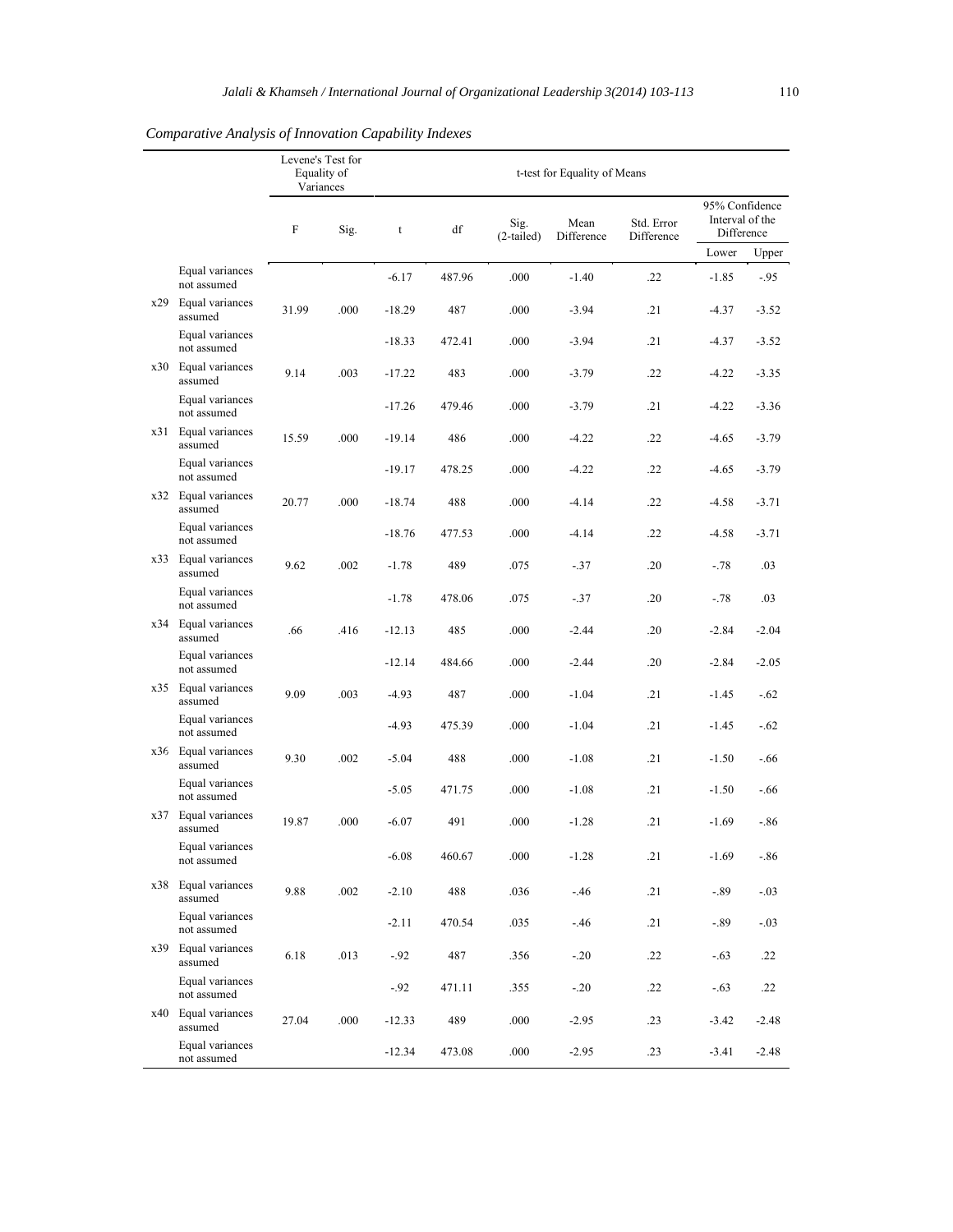*Comparative Analysis of Innovation Capability Indexes*

| | | Levene's Test for Equality of Variances | | t-test for Equality of Means | | | | | | |
|---|---|---|---|---|---|---|---|---|---|---|
| | | F | Sig. | t | df | Sig. (2-tailed) | Mean Difference | Std. Error Difference | 95% Confidence Interval of the Difference | |
| | | | | | | | | | Lower | Upper |
| | Equal variances not assumed | | | -6.17 | 487.96 | .000 | -1.40 | .22 | -1.85 | -.95 |
| x29 | Equal variances assumed | 31.99 | .000 | -18.29 | 487 | .000 | -3.94 | .21 | -4.37 | -3.52 |
| | Equal variances not assumed | | | -18.33 | 472.41 | .000 | -3.94 | .21 | -4.37 | -3.52 |
| x30 | Equal variances assumed | 9.14 | .003 | -17.22 | 483 | .000 | -3.79 | .22 | -4.22 | -3.35 |
| | Equal variances not assumed | | | -17.26 | 479.46 | .000 | -3.79 | .21 | -4.22 | -3.36 |
| x31 | Equal variances assumed | 15.59 | .000 | -19.14 | 486 | .000 | -4.22 | .22 | -4.65 | -3.79 |
| | Equal variances not assumed | | | -19.17 | 478.25 | .000 | -4.22 | .22 | -4.65 | -3.79 |
| x32 | Equal variances assumed | 20.77 | .000 | -18.74 | 488 | .000 | -4.14 | .22 | -4.58 | -3.71 |
| | Equal variances not assumed | | | -18.76 | 477.53 | .000 | -4.14 | .22 | -4.58 | -3.71 |
| x33 | Equal variances assumed | 9.62 | .002 | -1.78 | 489 | .075 | -.37 | .20 | -.78 | .03 |
| | Equal variances not assumed | | | -1.78 | 478.06 | .075 | -.37 | .20 | -.78 | .03 |
| x34 | Equal variances assumed | .66 | .416 | -12.13 | 485 | .000 | -2.44 | .20 | -2.84 | -2.04 |
| | Equal variances not assumed | | | -12.14 | 484.66 | .000 | -2.44 | .20 | -2.84 | -2.05 |
| x35 | Equal variances assumed | 9.09 | .003 | -4.93 | 487 | .000 | -1.04 | .21 | -1.45 | -.62 |
| | Equal variances not assumed | | | -4.93 | 475.39 | .000 | -1.04 | .21 | -1.45 | -.62 |
| x36 | Equal variances assumed | 9.30 | .002 | -5.04 | 488 | .000 | -1.08 | .21 | -1.50 | -.66 |
| | Equal variances not assumed | | | -5.05 | 471.75 | .000 | -1.08 | .21 | -1.50 | -.66 |
| x37 | Equal variances assumed | 19.87 | .000 | -6.07 | 491 | .000 | -1.28 | .21 | -1.69 | -.86 |
| | Equal variances not assumed | | | -6.08 | 460.67 | .000 | -1.28 | .21 | -1.69 | -.86 |
| x38 | Equal variances assumed | 9.88 | .002 | -2.10 | 488 | .036 | -.46 | .21 | -.89 | -.03 |
| | Equal variances not assumed | | | -2.11 | 470.54 | .035 | -.46 | .21 | -.89 | -.03 |
| x39 | Equal variances assumed | 6.18 | .013 | -.92 | 487 | .356 | -.20 | .22 | -.63 | .22 |
| | Equal variances not assumed | | | -.92 | 471.11 | .355 | -.20 | .22 | -.63 | .22 |
| x40 | Equal variances assumed | 27.04 | .000 | -12.33 | 489 | .000 | -2.95 | .23 | -3.42 | -2.48 |
| | Equal variances not assumed | | | -12.34 | 473.08 | .000 | -2.95 | .23 | -3.41 | -2.48 |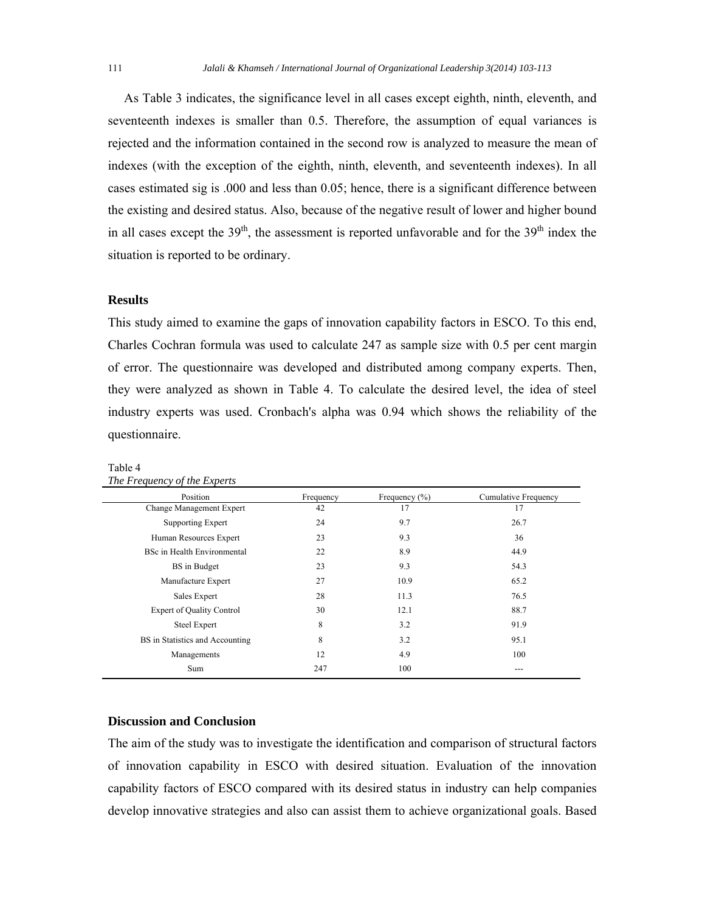As Table 3 indicates, the significance level in all cases except eighth, ninth, eleventh, and seventeenth indexes is smaller than 0.5. Therefore, the assumption of equal variances is rejected and the information contained in the second row is analyzed to measure the mean of indexes (with the exception of the eighth, ninth, eleventh, and seventeenth indexes). In all cases estimated sig is .000 and less than 0.05; hence, there is a significant difference between the existing and desired status. Also, because of the negative result of lower and higher bound in all cases except the 39$^{th}$, the assessment is reported unfavorable and for the 39$^{th}$ index the situation is reported to be ordinary.

## Results

This study aimed to examine the gaps of innovation capability factors in ESCO. To this end, Charles Cochran formula was used to calculate 247 as sample size with 0.5 per cent margin of error. The questionnaire was developed and distributed among company experts. Then, they were analyzed as shown in Table 4. To calculate the desired level, the idea of steel industry experts was used. Cronbach's alpha was 0.94 which shows the reliability of the questionnaire.

Table 4

*The Frequency of the Experts*

| Position | Frequency | Frequency (%) | Cumulative Frequency |
|---|---|---|---|
| Change Management Expert | 42 | 17 | 17 |
| Supporting Expert | 24 | 9.7 | 26.7 |
| Human Resources Expert | 23 | 9.3 | 36 |
| BSc in Health Environmental | 22 | 8.9 | 44.9 |
| BS in Budget | 23 | 9.3 | 54.3 |
| Manufacture Expert | 27 | 10.9 | 65.2 |
| Sales Expert | 28 | 11.3 | 76.5 |
| Expert of Quality Control | 30 | 12.1 | 88.7 |
| Steel Expert | 8 | 3.2 | 91.9 |
| BS in Statistics and Accounting | 8 | 3.2 | 95.1 |
| Managements | 12 | 4.9 | 100 |
| Sum | 247 | 100 | --- |

## Discussion and Conclusion

The aim of the study was to investigate the identification and comparison of structural factors of innovation capability in ESCO with desired situation. Evaluation of the innovation capability factors of ESCO compared with its desired status in industry can help companies develop innovative strategies and also can assist them to achieve organizational goals. Based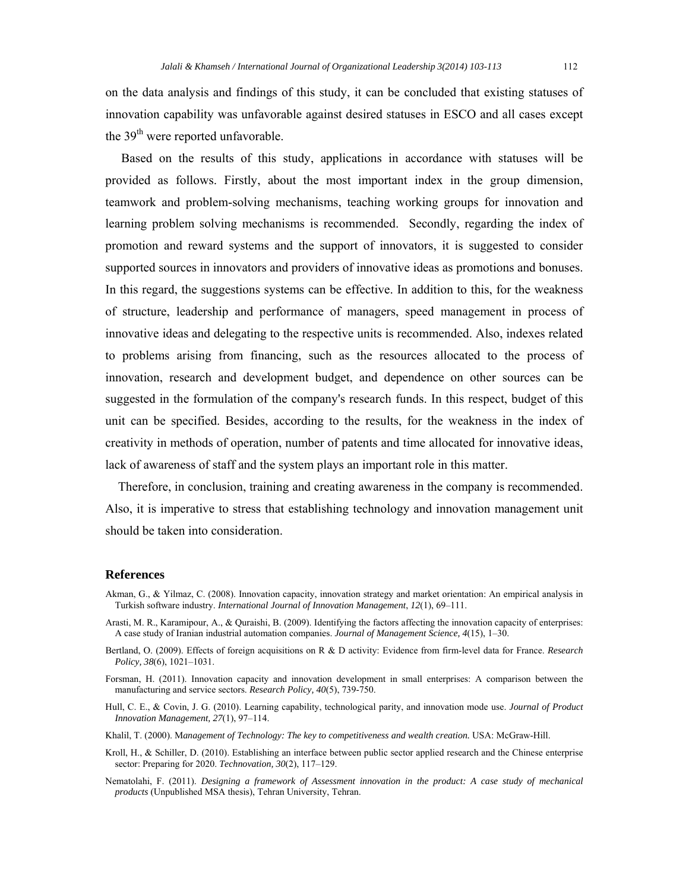on the data analysis and findings of this study, it can be concluded that existing statuses of innovation capability was unfavorable against desired statuses in ESCO and all cases except the 39th were reported unfavorable.

Based on the results of this study, applications in accordance with statuses will be provided as follows. Firstly, about the most important index in the group dimension, teamwork and problem-solving mechanisms, teaching working groups for innovation and learning problem solving mechanisms is recommended. Secondly, regarding the index of promotion and reward systems and the support of innovators, it is suggested to consider supported sources in innovators and providers of innovative ideas as promotions and bonuses. In this regard, the suggestions systems can be effective. In addition to this, for the weakness of structure, leadership and performance of managers, speed management in process of innovative ideas and delegating to the respective units is recommended. Also, indexes related to problems arising from financing, such as the resources allocated to the process of innovation, research and development budget, and dependence on other sources can be suggested in the formulation of the company's research funds. In this respect, budget of this unit can be specified. Besides, according to the results, for the weakness in the index of creativity in methods of operation, number of patents and time allocated for innovative ideas, lack of awareness of staff and the system plays an important role in this matter.

Therefore, in conclusion, training and creating awareness in the company is recommended. Also, it is imperative to stress that establishing technology and innovation management unit should be taken into consideration.

## References

Akman, G., & Yilmaz, C. (2008). Innovation capacity, innovation strategy and market orientation: An empirical analysis in Turkish software industry. *International Journal of Innovation Management*, *12*(1), 69–111.

Arasti, M. R., Karamipour, A., & Quraishi, B. (2009). Identifying the factors affecting the innovation capacity of enterprises: A case study of Iranian industrial automation companies. *Journal of Management Science, 4*(15), 1–30.

Bertland, O. (2009). Effects of foreign acquisitions on R & D activity: Evidence from firm-level data for France. *Research Policy, 38*(6), 1021–1031.

Forsman, H. (2011). Innovation capacity and innovation development in small enterprises: A comparison between the manufacturing and service sectors. *Research Policy, 40*(5), 739-750.

Hull, C. E., & Covin, J. G. (2010). Learning capability, technological parity, and innovation mode use. *Journal of Product Innovation Management, 27*(1), 97–114.

Khalil, T. (2000). *Management of Technology: The key to competitiveness and wealth creation.* USA: McGraw-Hill.

Kroll, H., & Schiller, D. (2010). Establishing an interface between public sector applied research and the Chinese enterprise sector: Preparing for 2020. *Technovation, 30*(2), 117–129.

Nematolahi, F. (2011). *Designing a framework of Assessment innovation in the product: A case study of mechanical products* (Unpublished MSA thesis), Tehran University, Tehran.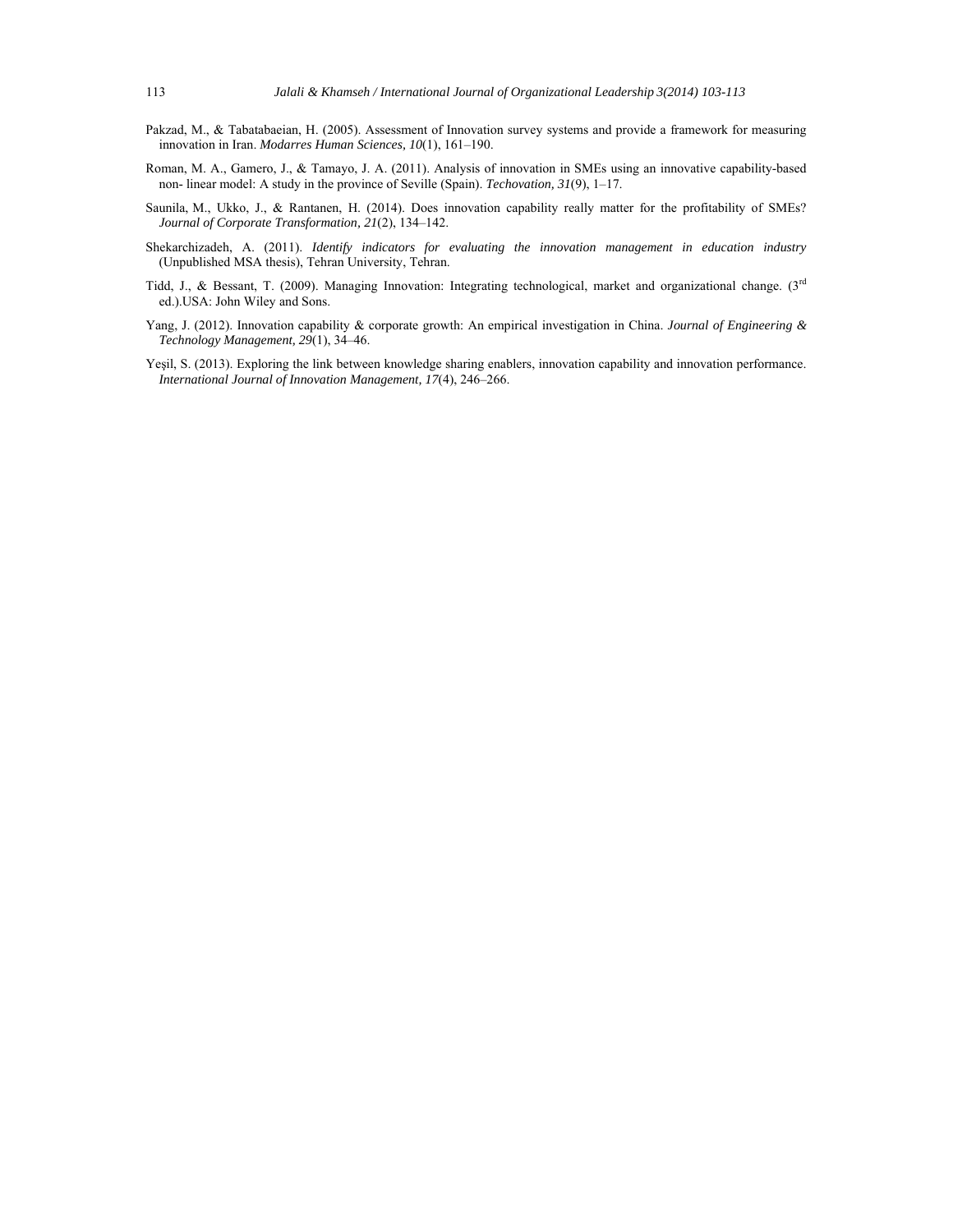Pakzad, M., & Tabatabaeian, H. (2005). Assessment of Innovation survey systems and provide a framework for measuring innovation in Iran. *Modarres Human Sciences, 10*(1), 161–190.

Roman, M. A., Gamero, J., & Tamayo, J. A. (2011). Analysis of innovation in SMEs using an innovative capability-based non- linear model: A study in the province of Seville (Spain). *Techovation, 31*(9), 1–17.

Saunila, M., Ukko, J., & Rantanen, H. (2014). Does innovation capability really matter for the profitability of SMEs? *Journal of Corporate Transformation, 21*(2), 134–142.

Shekarchizadeh, A. (2011). *Identify indicators for evaluating the innovation management in education industry* (Unpublished MSA thesis), Tehran University, Tehran.

Tidd, J., & Bessant, T. (2009). Managing Innovation: Integrating technological, market and organizational change. (3rd ed.).USA: John Wiley and Sons.

Yang, J. (2012). Innovation capability & corporate growth: An empirical investigation in China. *Journal of Engineering & Technology Management, 29*(1), 34–46.

Yeşil, S. (2013). Exploring the link between knowledge sharing enablers, innovation capability and innovation performance. *International Journal of Innovation Management, 17*(4), 246–266.